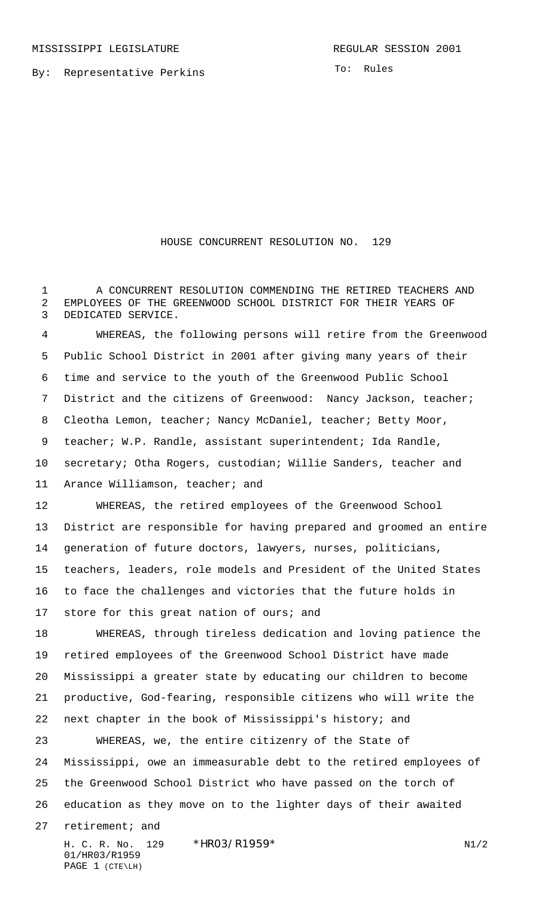MISSISSIPPI LEGISLATURE REGULAR SESSION 2001

By: Representative Perkins

To: Rules

# HOUSE CONCURRENT RESOLUTION NO. 129

A CONCURRENT RESOLUTION COMMENDING THE RETIRED TEACHERS AND EMPLOYEES OF THE GREENWOOD SCHOOL DISTRICT FOR THEIR YEARS OF DEDICATED SERVICE.

WHEREAS, the following persons will retire from the Greenwood Public School District in 2001 after giving many years of their time and service to the youth of the Greenwood Public School District and the citizens of Greenwood: Nancy Jackson, teacher; Cleotha Lemon, teacher; Nancy McDaniel, teacher; Betty Moor, teacher; W.P. Randle, assistant superintendent; Ida Randle, secretary; Otha Rogers, custodian; Willie Sanders, teacher and Arance Williamson, teacher; and

WHEREAS, the retired employees of the Greenwood School District are responsible for having prepared and groomed an entire generation of future doctors, lawyers, nurses, politicians, teachers, leaders, role models and President of the United States to face the challenges and victories that the future holds in store for this great nation of ours; and

WHEREAS, through tireless dedication and loving patience the retired employees of the Greenwood School District have made Mississippi a greater state by educating our children to become productive, God-fearing, responsible citizens who will write the next chapter in the book of Mississippi's history; and

WHEREAS, we, the entire citizenry of the State of Mississippi, owe an immeasurable debt to the retired employees of the Greenwood School District who have passed on the torch of education as they move on to the lighter days of their awaited retirement; and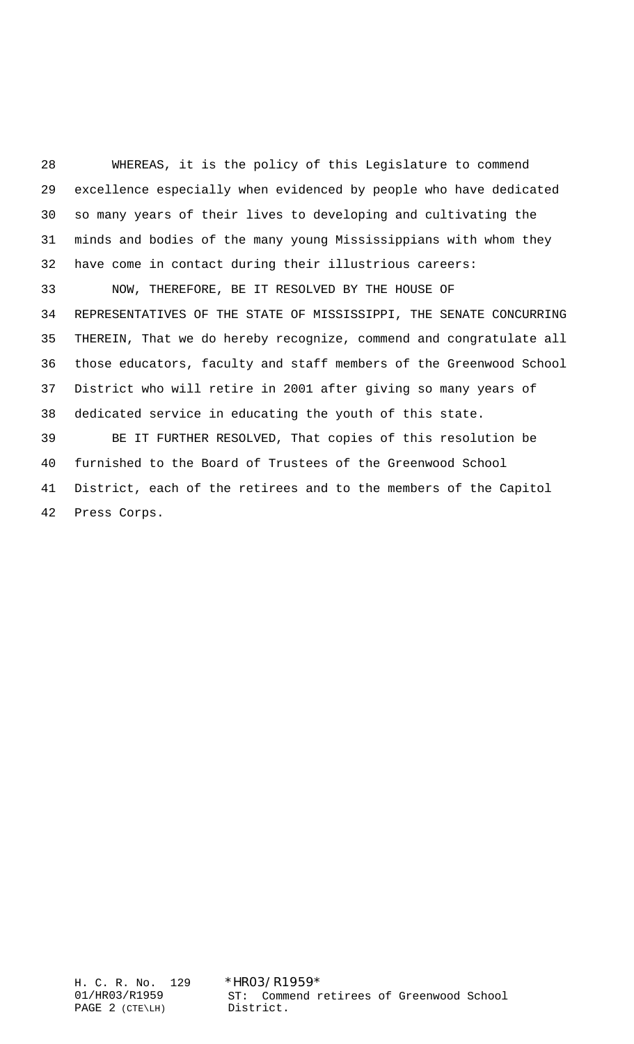WHEREAS, it is the policy of this Legislature to commend excellence especially when evidenced by people who have dedicated so many years of their lives to developing and cultivating the minds and bodies of the many young Mississippians with whom they have come in contact during their illustrious careers:

NOW, THEREFORE, BE IT RESOLVED BY THE HOUSE OF REPRESENTATIVES OF THE STATE OF MISSISSIPPI, THE SENATE CONCURRING THEREIN, That we do hereby recognize, commend and congratulate all those educators, faculty and staff members of the Greenwood School District who will retire in 2001 after giving so many years of dedicated service in educating the youth of this state.

BE IT FURTHER RESOLVED, That copies of this resolution be furnished to the Board of Trustees of the Greenwood School District, each of the retirees and to the members of the Capitol Press Corps.

ST: Commend retirees of Greenwood School District.